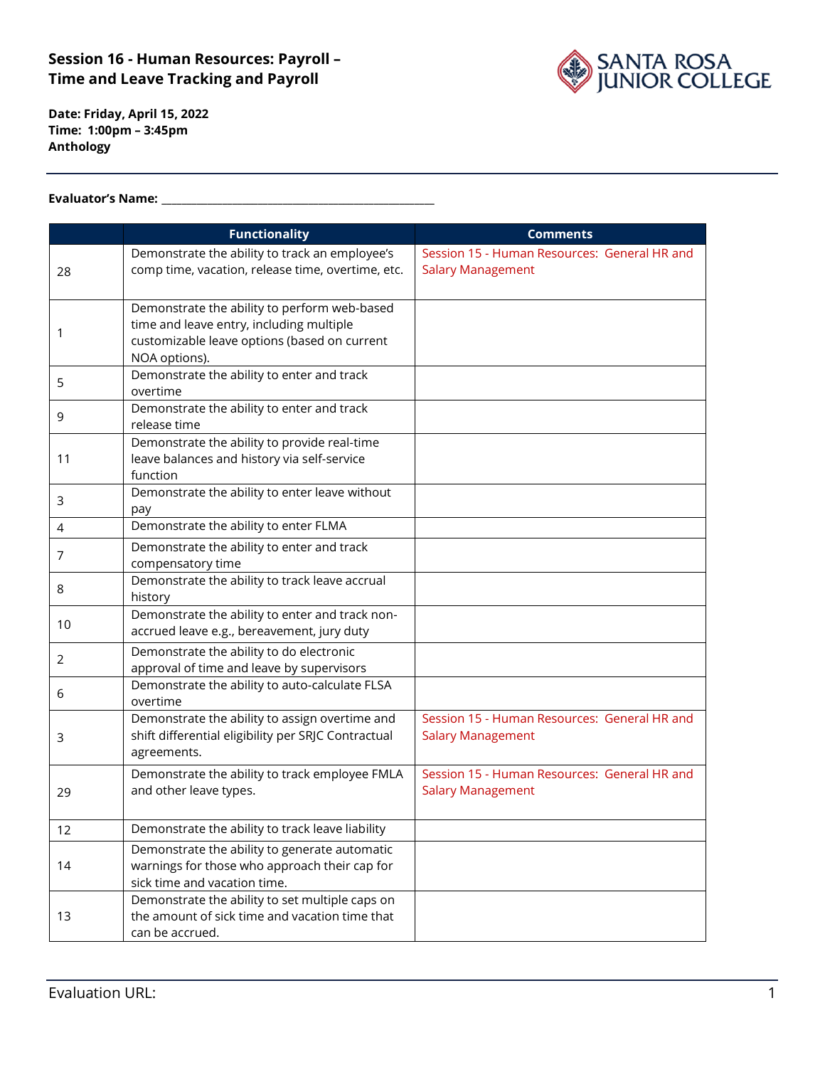# Session 16 - Human Resources: Payroll – Time and Leave Tracking and Payroll

**Date: Friday, April 15, 2022**
**Time: 1:00pm – 3:45pm**
**Anthology**

---

**Evaluator's Name:** ___________________________________________

| | Functionality | Comments |
|---|---|---|
| 28 | Demonstrate the ability to track an employee's comp time, vacation, release time, overtime, etc. | Session 15 - Human Resources: General HR and Salary Management |
| 1 | Demonstrate the ability to perform web-based time and leave entry, including multiple customizable leave options (based on current NOA options). | |
| 5 | Demonstrate the ability to enter and track overtime | |
| 9 | Demonstrate the ability to enter and track release time | |
| 11 | Demonstrate the ability to provide real-time leave balances and history via self-service function | |
| 3 | Demonstrate the ability to enter leave without pay | |
| 4 | Demonstrate the ability to enter FLMA | |
| 7 | Demonstrate the ability to enter and track compensatory time | |
| 8 | Demonstrate the ability to track leave accrual history | |
| 10 | Demonstrate the ability to enter and track non-accrued leave e.g., bereavement, jury duty | |
| 2 | Demonstrate the ability to do electronic approval of time and leave by supervisors | |
| 6 | Demonstrate the ability to auto-calculate FLSA overtime | |
| 3 | Demonstrate the ability to assign overtime and shift differential eligibility per SRJC Contractual agreements. | Session 15 - Human Resources: General HR and Salary Management |
| 29 | Demonstrate the ability to track employee FMLA and other leave types. | Session 15 - Human Resources: General HR and Salary Management |
| 12 | Demonstrate the ability to track leave liability | |
| 14 | Demonstrate the ability to generate automatic warnings for those who approach their cap for sick time and vacation time. | |
| 13 | Demonstrate the ability to set multiple caps on the amount of sick time and vacation time that can be accrued. | |

Evaluation URL: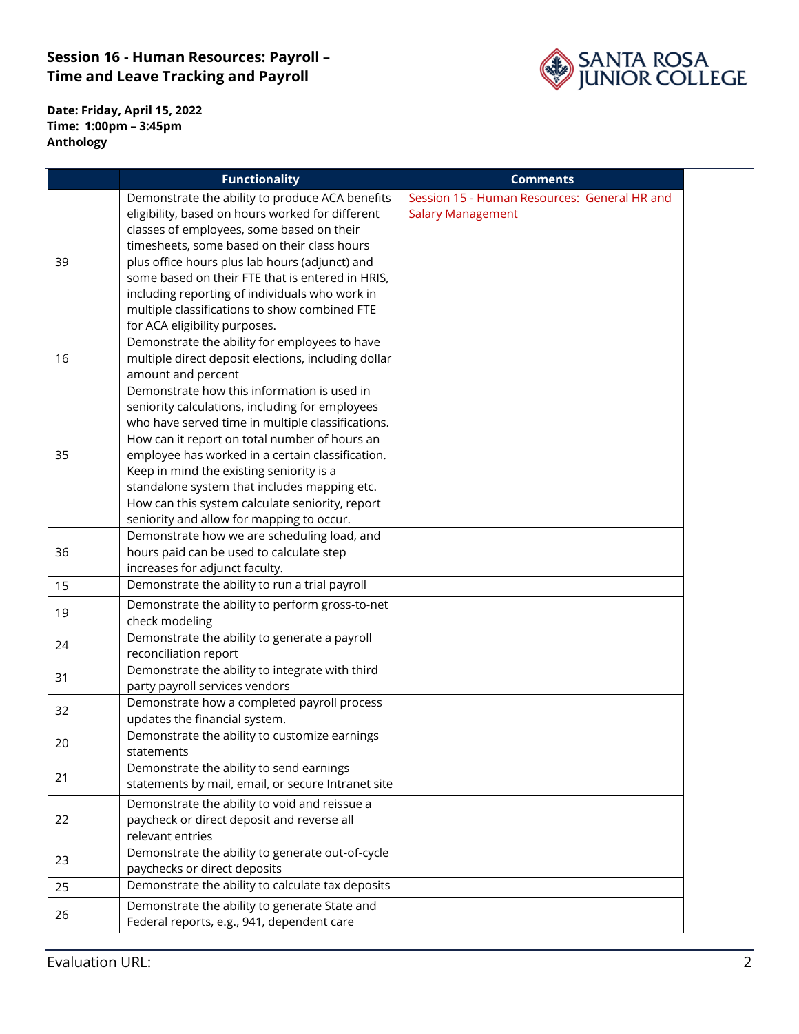## Session 16 - Human Resources: Payroll – Time and Leave Tracking and Payroll

**Date: Friday, April 15, 2022**
**Time: 1:00pm – 3:45pm**
**Anthology**

| | Functionality | Comments |
|---|---|---|
| 39 | Demonstrate the ability to produce ACA benefits eligibility, based on hours worked for different classes of employees, some based on their timesheets, some based on their class hours plus office hours plus lab hours (adjunct) and some based on their FTE that is entered in HRIS, including reporting of individuals who work in multiple classifications to show combined FTE for ACA eligibility purposes. | Session 15 - Human Resources: General HR and Salary Management |
| 16 | Demonstrate the ability for employees to have multiple direct deposit elections, including dollar amount and percent | |
| 35 | Demonstrate how this information is used in seniority calculations, including for employees who have served time in multiple classifications. How can it report on total number of hours an employee has worked in a certain classification. Keep in mind the existing seniority is a standalone system that includes mapping etc. How can this system calculate seniority, report seniority and allow for mapping to occur. | |
| 36 | Demonstrate how we are scheduling load, and hours paid can be used to calculate step increases for adjunct faculty. | |
| 15 | Demonstrate the ability to run a trial payroll | |
| 19 | Demonstrate the ability to perform gross-to-net check modeling | |
| 24 | Demonstrate the ability to generate a payroll reconciliation report | |
| 31 | Demonstrate the ability to integrate with third party payroll services vendors | |
| 32 | Demonstrate how a completed payroll process updates the financial system. | |
| 20 | Demonstrate the ability to customize earnings statements | |
| 21 | Demonstrate the ability to send earnings statements by mail, email, or secure Intranet site | |
| 22 | Demonstrate the ability to void and reissue a paycheck or direct deposit and reverse all relevant entries | |
| 23 | Demonstrate the ability to generate out-of-cycle paychecks or direct deposits | |
| 25 | Demonstrate the ability to calculate tax deposits | |
| 26 | Demonstrate the ability to generate State and Federal reports, e.g., 941, dependent care | |

Evaluation URL: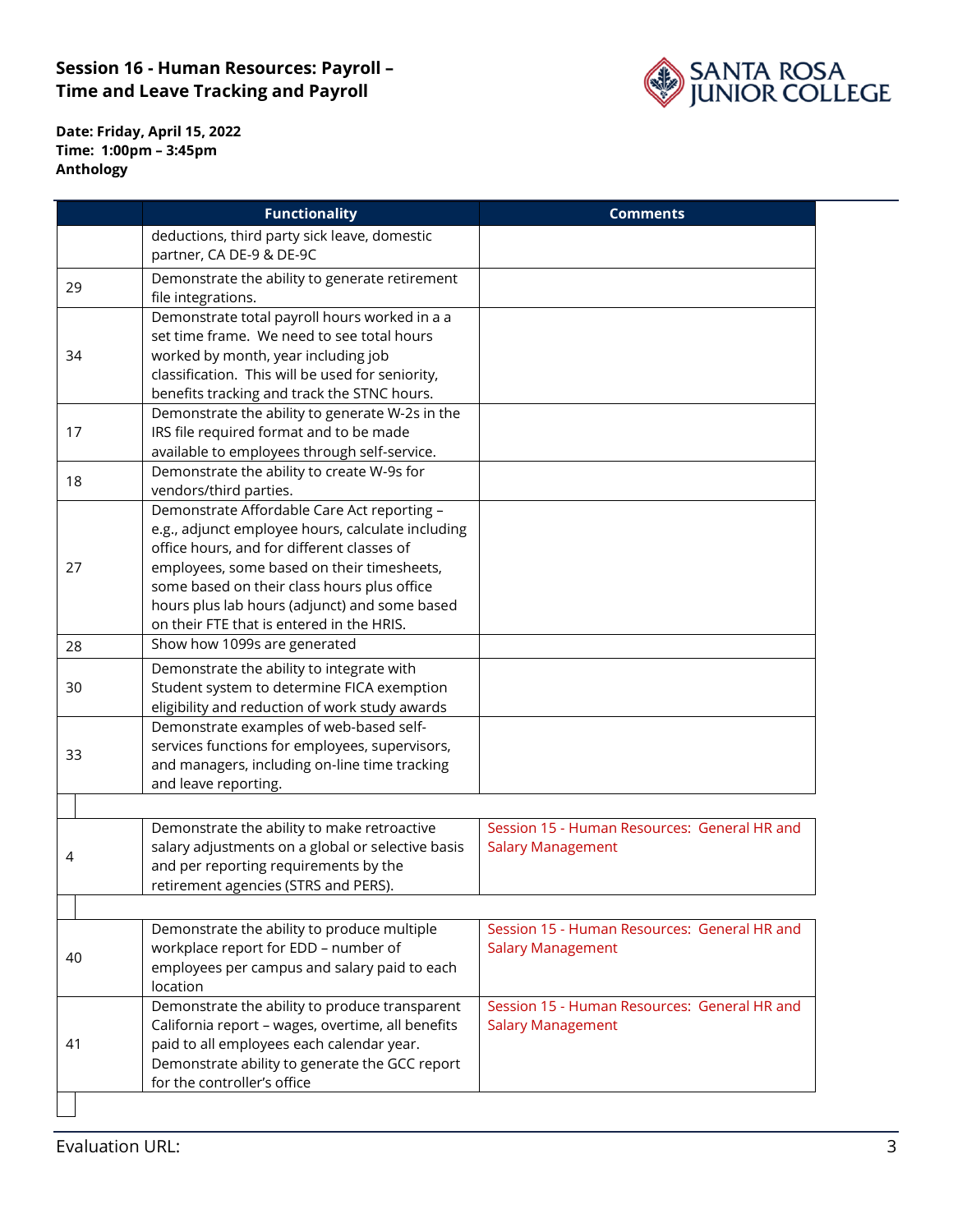## Session 16 - Human Resources: Payroll – Time and Leave Tracking and Payroll

**Date: Friday, April 15, 2022**
**Time: 1:00pm – 3:45pm**
**Anthology**

| | Functionality | Comments |
|---|---|---|
| | deductions, third party sick leave, domestic partner, CA DE-9 & DE-9C | |
| 29 | Demonstrate the ability to generate retirement file integrations. | |
| 34 | Demonstrate total payroll hours worked in a a set time frame. We need to see total hours worked by month, year including job classification. This will be used for seniority, benefits tracking and track the STNC hours. | |
| 17 | Demonstrate the ability to generate W-2s in the IRS file required format and to be made available to employees through self-service. | |
| 18 | Demonstrate the ability to create W-9s for vendors/third parties. | |
| 27 | Demonstrate Affordable Care Act reporting – e.g., adjunct employee hours, calculate including office hours, and for different classes of employees, some based on their timesheets, some based on their class hours plus office hours plus lab hours (adjunct) and some based on their FTE that is entered in the HRIS. | |
| 28 | Show how 1099s are generated | |
| 30 | Demonstrate the ability to integrate with Student system to determine FICA exemption eligibility and reduction of work study awards | |
| 33 | Demonstrate examples of web-based self-services functions for employees, supervisors, and managers, including on-line time tracking and leave reporting. | |
| | | |
| 4 | Demonstrate the ability to make retroactive salary adjustments on a global or selective basis and per reporting requirements by the retirement agencies (STRS and PERS). | Session 15 - Human Resources: General HR and Salary Management |
| | | |
| 40 | Demonstrate the ability to produce multiple workplace report for EDD – number of employees per campus and salary paid to each location | Session 15 - Human Resources: General HR and Salary Management |
| 41 | Demonstrate the ability to produce transparent California report – wages, overtime, all benefits paid to all employees each calendar year. Demonstrate ability to generate the GCC report for the controller's office | Session 15 - Human Resources: General HR and Salary Management |

Evaluation URL: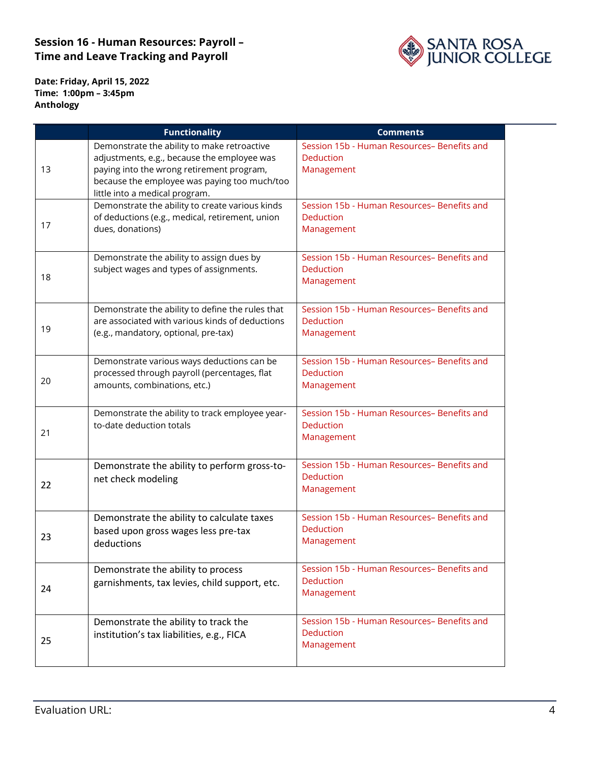**Session 16 - Human Resources: Payroll – Time and Leave Tracking and Payroll**

**Date: Friday, April 15, 2022**
**Time: 1:00pm – 3:45pm**
**Anthology**

| | Functionality | Comments |
|---|---|---|
| 13 | Demonstrate the ability to make retroactive adjustments, e.g., because the employee was paying into the wrong retirement program, because the employee was paying too much/too little into a medical program. | Session 15b - Human Resources– Benefits and Deduction Management |
| 17 | Demonstrate the ability to create various kinds of deductions (e.g., medical, retirement, union dues, donations) | Session 15b - Human Resources– Benefits and Deduction Management |
| 18 | Demonstrate the ability to assign dues by subject wages and types of assignments. | Session 15b - Human Resources– Benefits and Deduction Management |
| 19 | Demonstrate the ability to define the rules that are associated with various kinds of deductions (e.g., mandatory, optional, pre-tax) | Session 15b - Human Resources– Benefits and Deduction Management |
| 20 | Demonstrate various ways deductions can be processed through payroll (percentages, flat amounts, combinations, etc.) | Session 15b - Human Resources– Benefits and Deduction Management |
| 21 | Demonstrate the ability to track employee year-to-date deduction totals | Session 15b - Human Resources– Benefits and Deduction Management |
| 22 | Demonstrate the ability to perform gross-to-net check modeling | Session 15b - Human Resources– Benefits and Deduction Management |
| 23 | Demonstrate the ability to calculate taxes based upon gross wages less pre-tax deductions | Session 15b - Human Resources– Benefits and Deduction Management |
| 24 | Demonstrate the ability to process garnishments, tax levies, child support, etc. | Session 15b - Human Resources– Benefits and Deduction Management |
| 25 | Demonstrate the ability to track the institution's tax liabilities, e.g., FICA | Session 15b - Human Resources– Benefits and Deduction Management |

Evaluation URL: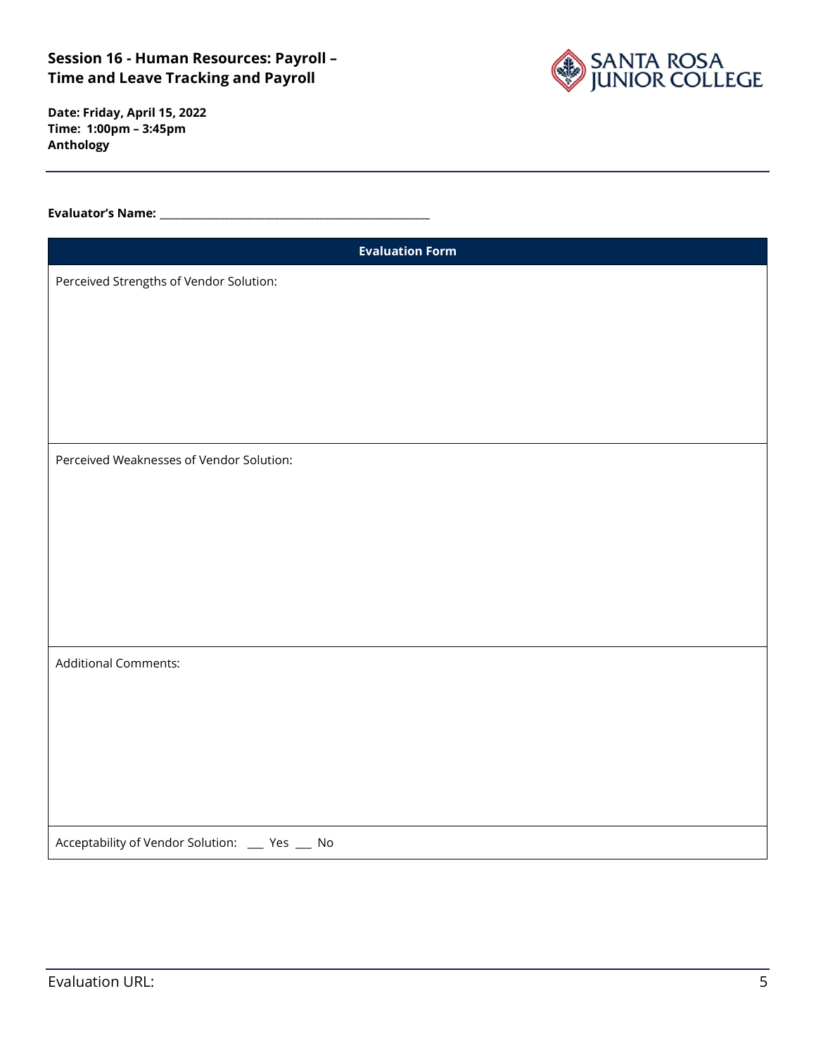**Session 16 - Human Resources: Payroll – Time and Leave Tracking and Payroll**

**Date: Friday, April 15, 2022**
**Time: 1:00pm – 3:45pm**
**Anthology**

---

**Evaluator's Name:** ______________________________________________

| Evaluation Form |
|---|
| Perceived Strengths of Vendor Solution: |
| Perceived Weaknesses of Vendor Solution: |
| Additional Comments: |
| Acceptability of Vendor Solution: ___ Yes ___ No |

Evaluation URL: